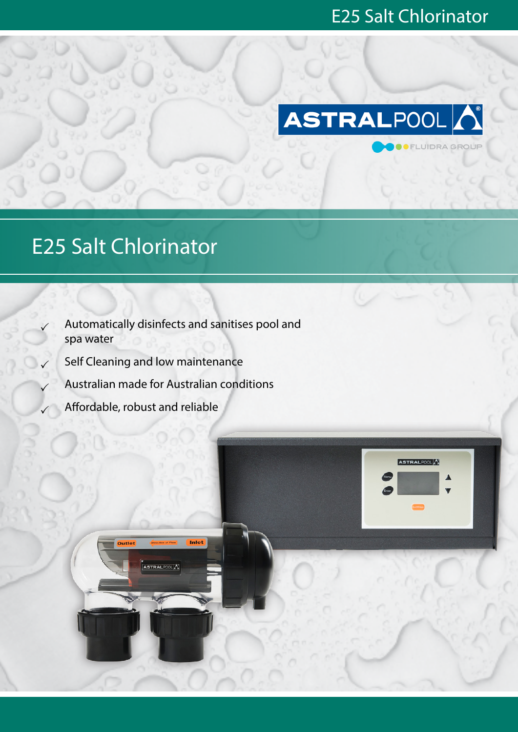# E25 Salt Chlorinator

ASTRALPOOL

FLUIDRA GROUP

## E25 Salt Chlorinator

- ✓ Automatically disinfects and sanitises pool and spa water
- ✓ Self Cleaning and low maintenance
- ✓ Australian made for Australian conditions
- ✓ Affordable, robust and reliable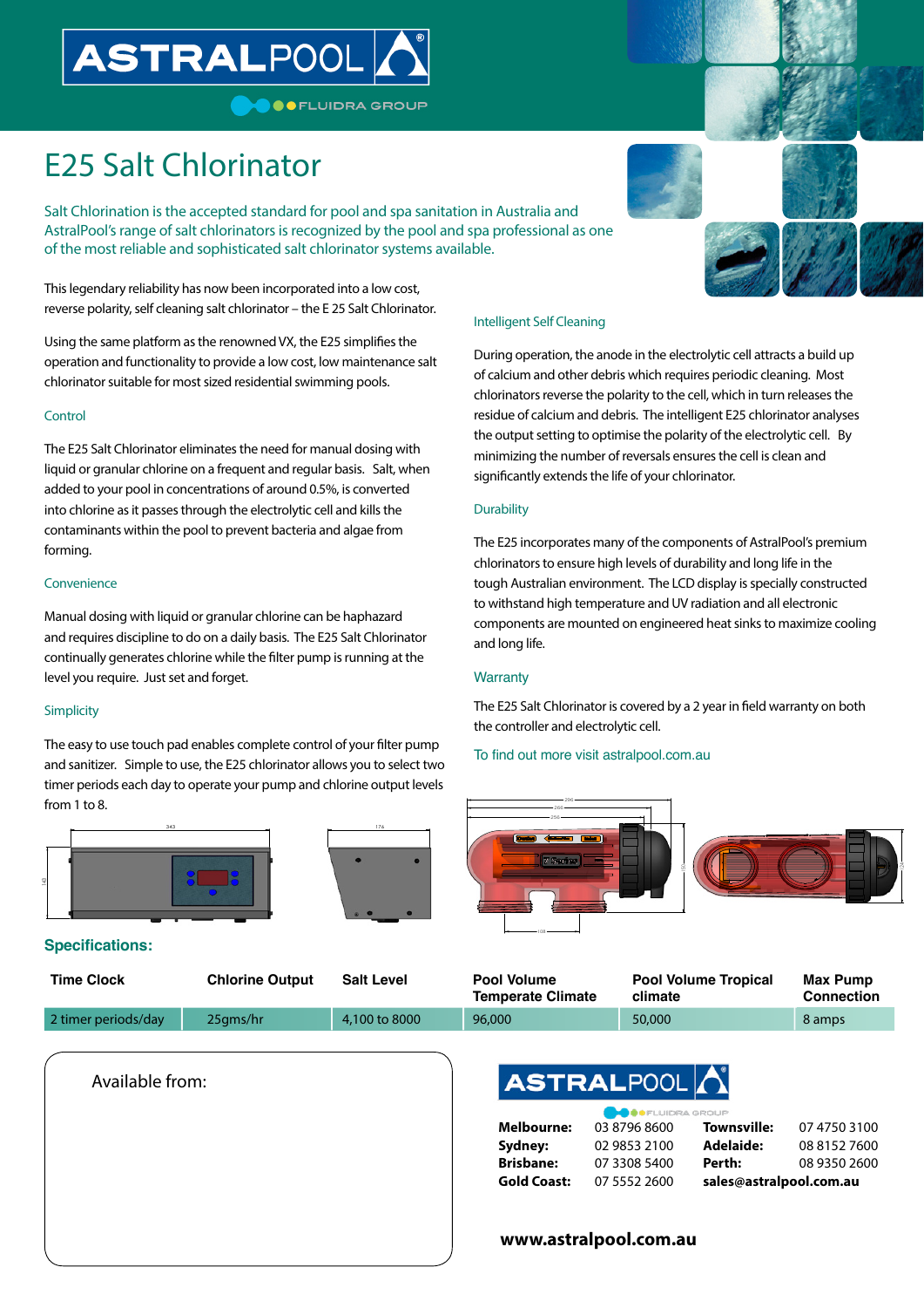# E25 Salt Chlorinator

Salt Chlorination is the accepted standard for pool and spa sanitation in Australia and AstralPool's range of salt chlorinators is recognized by the pool and spa professional as one of the most reliable and sophisticated salt chlorinator systems available.

This legendary reliability has now been incorporated into a low cost, reverse polarity, self cleaning salt chlorinator – the E 25 Salt Chlorinator.

Using the same platform as the renowned VX, the E25 simplifies the operation and functionality to provide a low cost, low maintenance salt chlorinator suitable for most sized residential swimming pools.

### Control

The E25 Salt Chlorinator eliminates the need for manual dosing with liquid or granular chlorine on a frequent and regular basis. Salt, when added to your pool in concentrations of around 0.5%, is converted into chlorine as it passes through the electrolytic cell and kills the contaminants within the pool to prevent bacteria and algae from forming.

### Convenience

Manual dosing with liquid or granular chlorine can be haphazard and requires discipline to do on a daily basis. The E25 Salt Chlorinator continually generates chlorine while the filter pump is running at the level you require. Just set and forget.

### Simplicity

The easy to use touch pad enables complete control of your filter pump and sanitizer. Simple to use, the E25 chlorinator allows you to select two timer periods each day to operate your pump and chlorine output levels from 1 to 8.

### Intelligent Self Cleaning

During operation, the anode in the electrolytic cell attracts a build up of calcium and other debris which requires periodic cleaning. Most chlorinators reverse the polarity to the cell, which in turn releases the residue of calcium and debris. The intelligent E25 chlorinator analyses the output setting to optimise the polarity of the electrolytic cell. By minimizing the number of reversals ensures the cell is clean and significantly extends the life of your chlorinator.

### Durability

The E25 incorporates many of the components of AstralPool's premium chlorinators to ensure high levels of durability and long life in the tough Australian environment. The LCD display is specially constructed to withstand high temperature and UV radiation and all electronic components are mounted on engineered heat sinks to maximize cooling and long life.

### Warranty

The E25 Salt Chlorinator is covered by a 2 year in field warranty on both the controller and electrolytic cell.

To find out more visit astralpool.com.au

343

176

140

290

262

256

108

## Specifications:

| Time Clock | Chlorine Output | Salt Level | Pool Volume Temperate Climate | Pool Volume Tropical climate | Max Pump Connection |
|---|---|---|---|---|---|
| 2 timer periods/day | 25gms/hr | 4,100 to 8000 | 96,000 | 50,000 | 8 amps |

Available from:

ASTRALPOOL
FLUIDRA GROUP

| | | | |
|---|---|---|---|
| **Melbourne:** | 03 8796 8600 | **Townsville:** | 07 4750 3100 |
| **Sydney:** | 02 9853 2100 | **Adelaide:** | 08 8152 7600 |
| **Brisbane:** | 07 3308 5400 | **Perth:** | 08 9350 2600 |
| **Gold Coast:** | 07 5552 2600 | **sales@astralpool.com.au** | |

**www.astralpool.com.au**